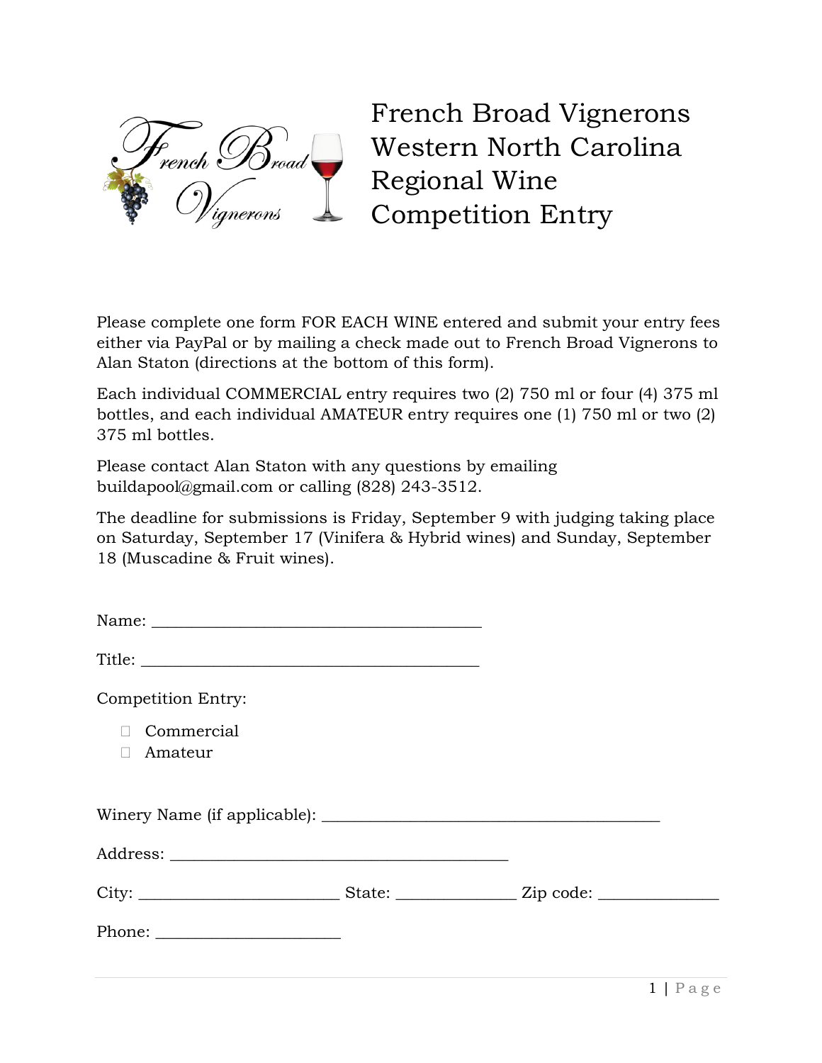# French Broad Vignerons Western North Carolina Regional Wine Competition Entry

Please complete one form FOR EACH WINE entered and submit your entry fees either via PayPal or by mailing a check made out to French Broad Vignerons to Alan Staton (directions at the bottom of this form).

Each individual COMMERCIAL entry requires two (2) 750 ml or four (4) 375 ml bottles, and each individual AMATEUR entry requires one (1) 750 ml or two (2) 375 ml bottles.

Please contact Alan Staton with any questions by emailing buildapool@gmail.com or calling (828) 243-3512.

The deadline for submissions is Friday, September 9 with judging taking place on Saturday, September 17 (Vinifera & Hybrid wines) and Sunday, September 18 (Muscadine & Fruit wines).

Name: ________________________________________

Title: ________________________________________

Competition Entry:

- ☐ Commercial
- ☐ Amateur

Winery Name (if applicable): ________________________________________

Address: ________________________________________

City: ________________________ State: ______________ Zip code: ______________

Phone: ______________________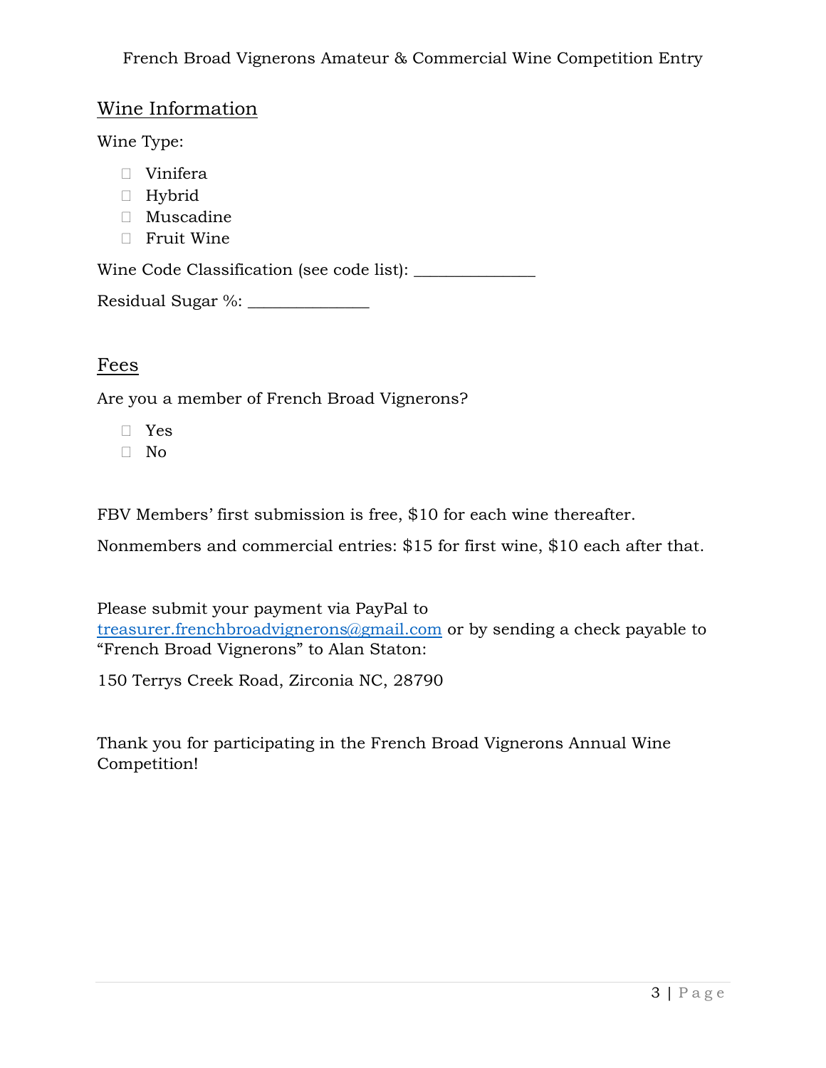## Wine Information

Wine Type:

- Vinifera
- Hybrid
- Muscadine
- Fruit Wine

Wine Code Classification (see code list): ______________

Residual Sugar %: ______________

## Fees

Are you a member of French Broad Vignerons?

- Yes
- No

FBV Members' first submission is free, $10 for each wine thereafter.

Nonmembers and commercial entries: $15 for first wine, $10 each after that.

Please submit your payment via PayPal to treasurer.frenchbroadvignerons@gmail.com or by sending a check payable to "French Broad Vignerons" to Alan Staton:

150 Terrys Creek Road, Zirconia NC, 28790

Thank you for participating in the French Broad Vignerons Annual Wine Competition!